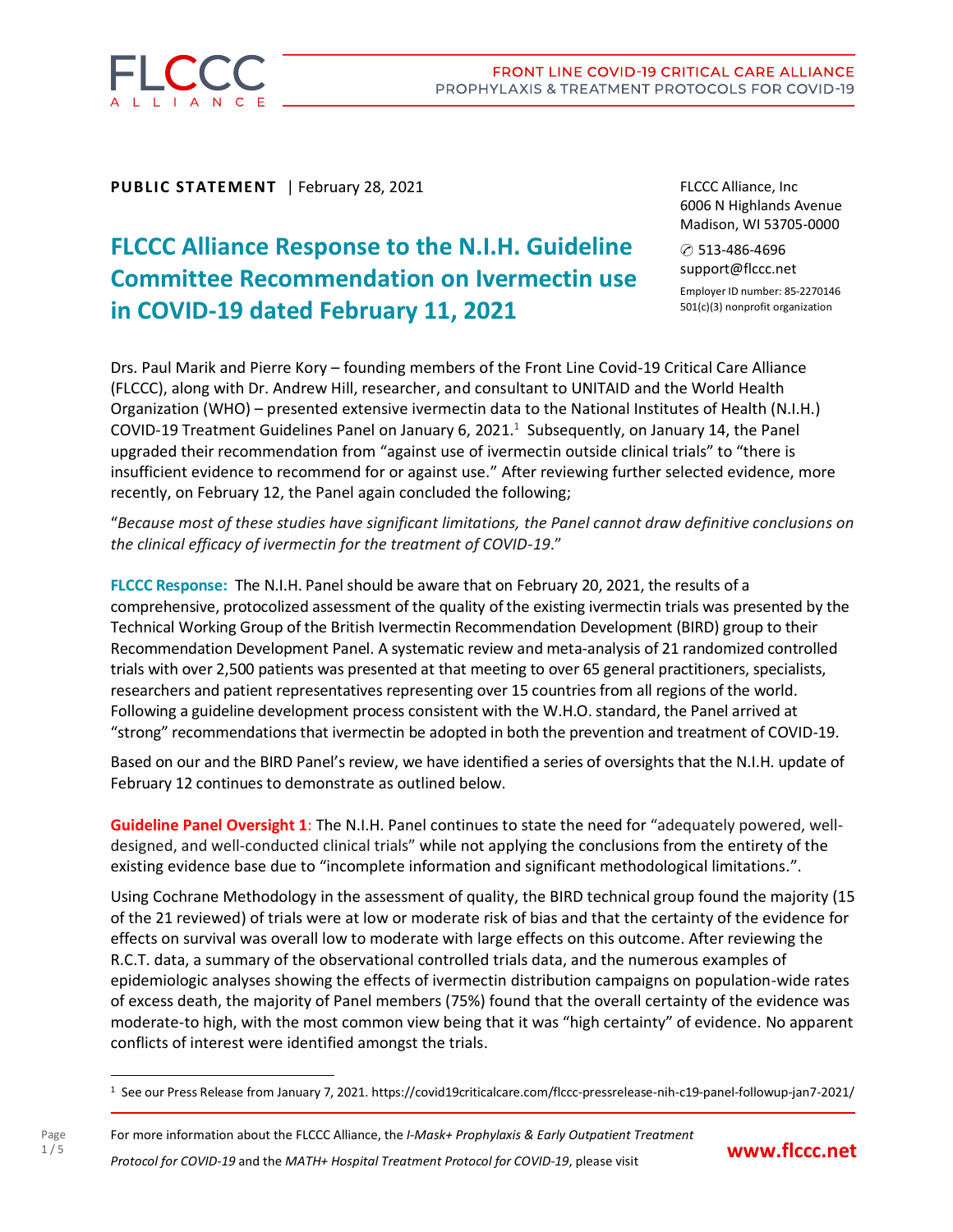**PUBLIC STATEMENT** | February 28, 2021

FLCCC Alliance, Inc
6006 N Highlands Avenue
Madison, WI 53705-0000

✆ 513-486-4696
support@flccc.net

Employer ID number: 85-2270146
501(c)(3) nonprofit organization

# FLCCC Alliance Response to the N.I.H. Guideline Committee Recommendation on Ivermectin use in COVID-19 dated February 11, 2021

Drs. Paul Marik and Pierre Kory – founding members of the Front Line Covid-19 Critical Care Alliance (FLCCC), along with Dr. Andrew Hill, researcher, and consultant to UNITAID and the World Health Organization (WHO) – presented extensive ivermectin data to the National Institutes of Health (N.I.H.) COVID-19 Treatment Guidelines Panel on January 6, 2021.[1] Subsequently, on January 14, the Panel upgraded their recommendation from "against use of ivermectin outside clinical trials" to "there is insufficient evidence to recommend for or against use." After reviewing further selected evidence, more recently, on February 12, the Panel again concluded the following;

"*Because most of these studies have significant limitations, the Panel cannot draw definitive conclusions on the clinical efficacy of ivermectin for the treatment of COVID-19*."

**FLCCC Response:** The N.I.H. Panel should be aware that on February 20, 2021, the results of a comprehensive, protocolized assessment of the quality of the existing ivermectin trials was presented by the Technical Working Group of the British Ivermectin Recommendation Development (BIRD) group to their Recommendation Development Panel. A systematic review and meta-analysis of 21 randomized controlled trials with over 2,500 patients was presented at that meeting to over 65 general practitioners, specialists, researchers and patient representatives representing over 15 countries from all regions of the world. Following a guideline development process consistent with the W.H.O. standard, the Panel arrived at "strong" recommendations that ivermectin be adopted in both the prevention and treatment of COVID-19.

Based on our and the BIRD Panel's review, we have identified a series of oversights that the N.I.H. update of February 12 continues to demonstrate as outlined below.

**Guideline Panel Oversight 1**: The N.I.H. Panel continues to state the need for "adequately powered, well-designed, and well-conducted clinical trials" while not applying the conclusions from the entirety of the existing evidence base due to "incomplete information and significant methodological limitations.".

Using Cochrane Methodology in the assessment of quality, the BIRD technical group found the majority (15 of the 21 reviewed) of trials were at low or moderate risk of bias and that the certainty of the evidence for effects on survival was overall low to moderate with large effects on this outcome. After reviewing the R.C.T. data, a summary of the observational controlled trials data, and the numerous examples of epidemiologic analyses showing the effects of ivermectin distribution campaigns on population-wide rates of excess death, the majority of Panel members (75%) found that the overall certainty of the evidence was moderate-to high, with the most common view being that it was "high certainty" of evidence. No apparent conflicts of interest were identified amongst the trials.

[1] See our Press Release from January 7, 2021. https://covid19criticalcare.com/flccc-pressrelease-nih-c19-panel-followup-jan7-2021/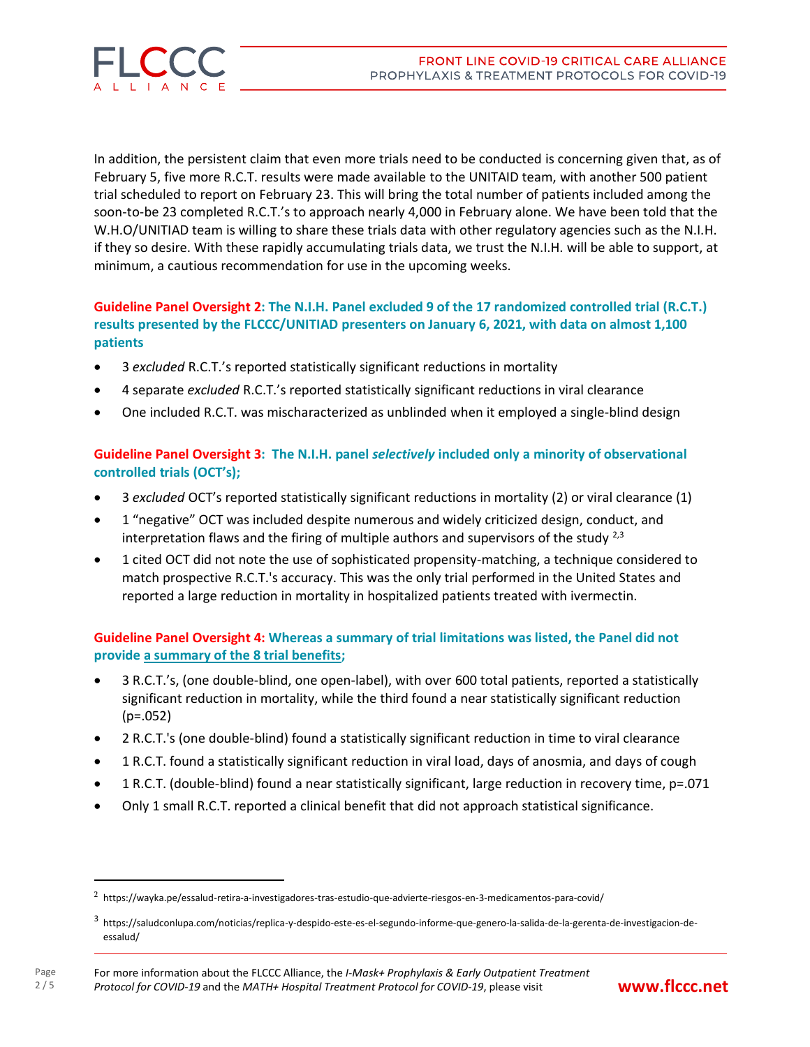In addition, the persistent claim that even more trials need to be conducted is concerning given that, as of February 5, five more R.C.T. results were made available to the UNITAID team, with another 500 patient trial scheduled to report on February 23. This will bring the total number of patients included among the soon-to-be 23 completed R.C.T.'s to approach nearly 4,000 in February alone. We have been told that the W.H.O/UNITIAD team is willing to share these trials data with other regulatory agencies such as the N.I.H. if they so desire. With these rapidly accumulating trials data, we trust the N.I.H. will be able to support, at minimum, a cautious recommendation for use in the upcoming weeks.

**Guideline Panel Oversight 2: The N.I.H. Panel excluded 9 of the 17 randomized controlled trial (R.C.T.) results presented by the FLCCC/UNITIAD presenters on January 6, 2021, with data on almost 1,100 patients**

- 3 *excluded* R.C.T.'s reported statistically significant reductions in mortality
- 4 separate *excluded* R.C.T.'s reported statistically significant reductions in viral clearance
- One included R.C.T. was mischaracterized as unblinded when it employed a single-blind design

**Guideline Panel Oversight 3: The N.I.H. panel *selectively* included only a minority of observational controlled trials (OCT's);**

- 3 *excluded* OCT's reported statistically significant reductions in mortality (2) or viral clearance (1)
- 1 "negative" OCT was included despite numerous and widely criticized design, conduct, and interpretation flaws and the firing of multiple authors and supervisors of the study [2,3]
- 1 cited OCT did not note the use of sophisticated propensity-matching, a technique considered to match prospective R.C.T.'s accuracy. This was the only trial performed in the United States and reported a large reduction in mortality in hospitalized patients treated with ivermectin.

**Guideline Panel Oversight 4: Whereas a summary of trial limitations was listed, the Panel did not provide a summary of the 8 trial benefits;**

- 3 R.C.T.'s, (one double-blind, one open-label), with over 600 total patients, reported a statistically significant reduction in mortality, while the third found a near statistically significant reduction (p=.052)
- 2 R.C.T.'s (one double-blind) found a statistically significant reduction in time to viral clearance
- 1 R.C.T. found a statistically significant reduction in viral load, days of anosmia, and days of cough
- 1 R.C.T. (double-blind) found a near statistically significant, large reduction in recovery time, p=.071
- Only 1 small R.C.T. reported a clinical benefit that did not approach statistical significance.

---

[2] https://wayka.pe/essalud-retira-a-investigadores-tras-estudio-que-advierte-riesgos-en-3-medicamentos-para-covid/

[3] https://saludconlupa.com/noticias/replica-y-despido-este-es-el-segundo-informe-que-genero-la-salida-de-la-gerenta-de-investigacion-de-essalud/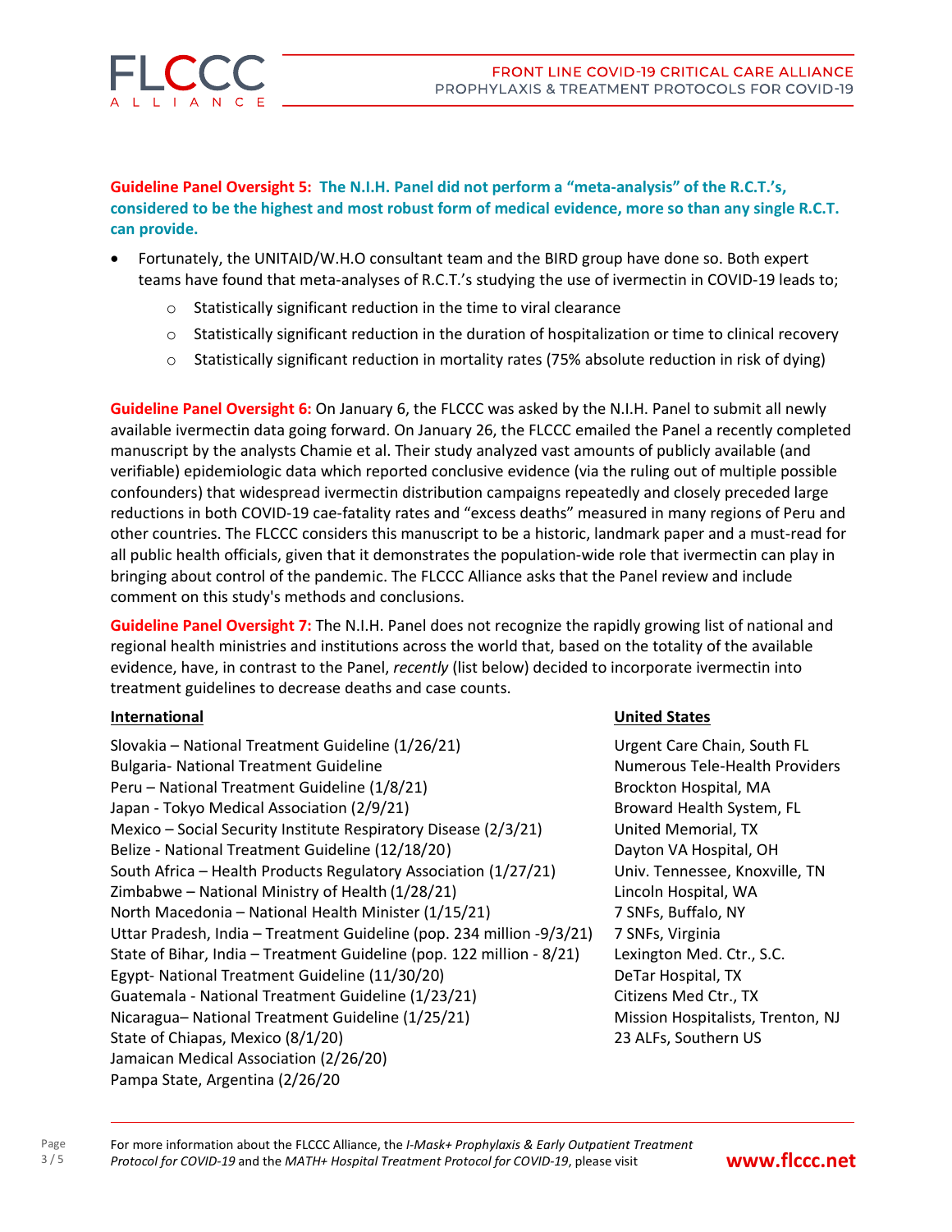**Guideline Panel Oversight 5: The N.I.H. Panel did not perform a "meta-analysis" of the R.C.T.'s, considered to be the highest and most robust form of medical evidence, more so than any single R.C.T. can provide.**

- Fortunately, the UNITAID/W.H.O consultant team and the BIRD group have done so. Both expert teams have found that meta-analyses of R.C.T.'s studying the use of ivermectin in COVID-19 leads to;
  - Statistically significant reduction in the time to viral clearance
  - Statistically significant reduction in the duration of hospitalization or time to clinical recovery
  - Statistically significant reduction in mortality rates (75% absolute reduction in risk of dying)

**Guideline Panel Oversight 6:** On January 6, the FLCCC was asked by the N.I.H. Panel to submit all newly available ivermectin data going forward. On January 26, the FLCCC emailed the Panel a recently completed manuscript by the analysts Chamie et al. Their study analyzed vast amounts of publicly available (and verifiable) epidemiologic data which reported conclusive evidence (via the ruling out of multiple possible confounders) that widespread ivermectin distribution campaigns repeatedly and closely preceded large reductions in both COVID-19 cae-fatality rates and "excess deaths" measured in many regions of Peru and other countries. The FLCCC considers this manuscript to be a historic, landmark paper and a must-read for all public health officials, given that it demonstrates the population-wide role that ivermectin can play in bringing about control of the pandemic. The FLCCC Alliance asks that the Panel review and include comment on this study's methods and conclusions.

**Guideline Panel Oversight 7:** The N.I.H. Panel does not recognize the rapidly growing list of national and regional health ministries and institutions across the world that, based on the totality of the available evidence, have, in contrast to the Panel, *recently* (list below) decided to incorporate ivermectin into treatment guidelines to decrease deaths and case counts.

**International**

Slovakia – National Treatment Guideline (1/26/21)
Bulgaria- National Treatment Guideline
Peru – National Treatment Guideline (1/8/21)
Japan - Tokyo Medical Association (2/9/21)
Mexico – Social Security Institute Respiratory Disease (2/3/21)
Belize - National Treatment Guideline (12/18/20)
South Africa – Health Products Regulatory Association (1/27/21)
Zimbabwe – National Ministry of Health (1/28/21)
North Macedonia – National Health Minister (1/15/21)
Uttar Pradesh, India – Treatment Guideline (pop. 234 million -9/3/21)
State of Bihar, India – Treatment Guideline (pop. 122 million - 8/21)
Egypt- National Treatment Guideline (11/30/20)
Guatemala - National Treatment Guideline (1/23/21)
Nicaragua– National Treatment Guideline (1/25/21)
State of Chiapas, Mexico (8/1/20)
Jamaican Medical Association (2/26/20)
Pampa State, Argentina (2/26/20

**United States**

Urgent Care Chain, South FL
Numerous Tele-Health Providers
Brockton Hospital, MA
Broward Health System, FL
United Memorial, TX
Dayton VA Hospital, OH
Univ. Tennessee, Knoxville, TN
Lincoln Hospital, WA
7 SNFs, Buffalo, NY
7 SNFs, Virginia
Lexington Med. Ctr., S.C.
DeTar Hospital, TX
Citizens Med Ctr., TX
Mission Hospitalists, Trenton, NJ
23 ALFs, Southern US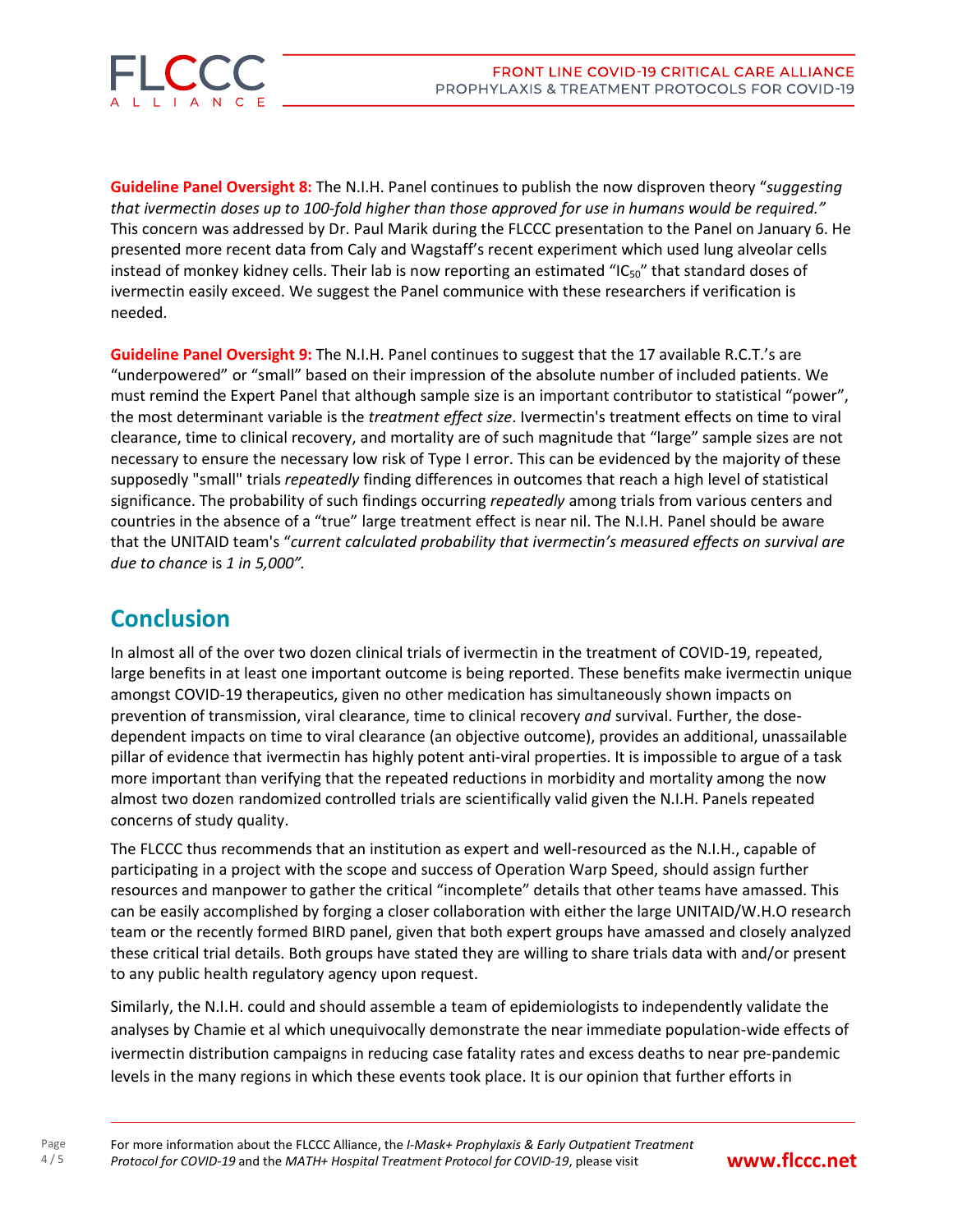**Guideline Panel Oversight 8:** The N.I.H. Panel continues to publish the now disproven theory "*suggesting that ivermectin doses up to 100-fold higher than those approved for use in humans would be required.*" This concern was addressed by Dr. Paul Marik during the FLCCC presentation to the Panel on January 6. He presented more recent data from Caly and Wagstaff's recent experiment which used lung alveolar cells instead of monkey kidney cells. Their lab is now reporting an estimated "$IC_{50}$" that standard doses of ivermectin easily exceed. We suggest the Panel communice with these researchers if verification is needed.

**Guideline Panel Oversight 9:** The N.I.H. Panel continues to suggest that the 17 available R.C.T.'s are "underpowered" or "small" based on their impression of the absolute number of included patients. We must remind the Expert Panel that although sample size is an important contributor to statistical "power", the most determinant variable is the *treatment effect size*. Ivermectin's treatment effects on time to viral clearance, time to clinical recovery, and mortality are of such magnitude that "large" sample sizes are not necessary to ensure the necessary low risk of Type I error. This can be evidenced by the majority of these supposedly "small" trials *repeatedly* finding differences in outcomes that reach a high level of statistical significance. The probability of such findings occurring *repeatedly* among trials from various centers and countries in the absence of a "true" large treatment effect is near nil. The N.I.H. Panel should be aware that the UNITAID team's "*current calculated probability that ivermectin's measured effects on survival are due to chance* is *1 in 5,000".*

## Conclusion

In almost all of the over two dozen clinical trials of ivermectin in the treatment of COVID-19, repeated, large benefits in at least one important outcome is being reported. These benefits make ivermectin unique amongst COVID-19 therapeutics, given no other medication has simultaneously shown impacts on prevention of transmission, viral clearance, time to clinical recovery *and* survival. Further, the dose-dependent impacts on time to viral clearance (an objective outcome), provides an additional, unassailable pillar of evidence that ivermectin has highly potent anti-viral properties. It is impossible to argue of a task more important than verifying that the repeated reductions in morbidity and mortality among the now almost two dozen randomized controlled trials are scientifically valid given the N.I.H. Panels repeated concerns of study quality.

The FLCCC thus recommends that an institution as expert and well-resourced as the N.I.H., capable of participating in a project with the scope and success of Operation Warp Speed, should assign further resources and manpower to gather the critical "incomplete" details that other teams have amassed. This can be easily accomplished by forging a closer collaboration with either the large UNITAID/W.H.O research team or the recently formed BIRD panel, given that both expert groups have amassed and closely analyzed these critical trial details. Both groups have stated they are willing to share trials data with and/or present to any public health regulatory agency upon request.

Similarly, the N.I.H. could and should assemble a team of epidemiologists to independently validate the analyses by Chamie et al which unequivocally demonstrate the near immediate population-wide effects of ivermectin distribution campaigns in reducing case fatality rates and excess deaths to near pre-pandemic levels in the many regions in which these events took place. It is our opinion that further efforts in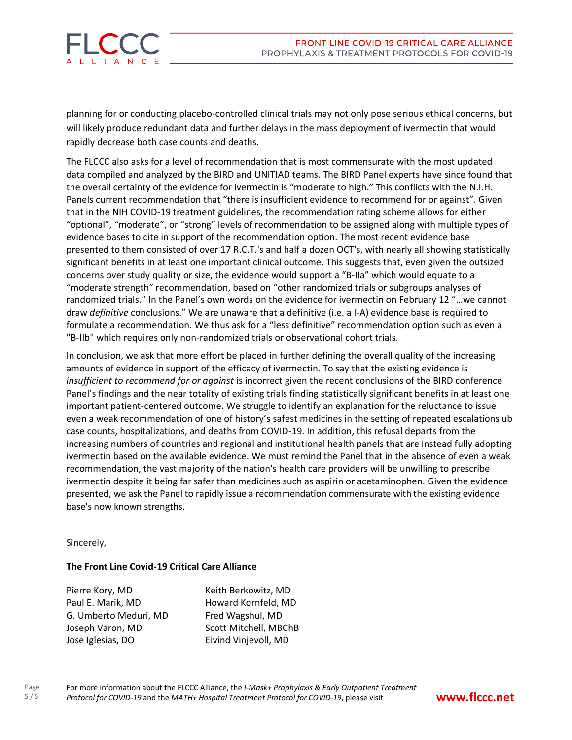planning for or conducting placebo-controlled clinical trials may not only pose serious ethical concerns, but will likely produce redundant data and further delays in the mass deployment of ivermectin that would rapidly decrease both case counts and deaths.

The FLCCC also asks for a level of recommendation that is most commensurate with the most updated data compiled and analyzed by the BIRD and UNITIAD teams. The BIRD Panel experts have since found that the overall certainty of the evidence for ivermectin is “moderate to high.” This conflicts with the N.I.H. Panels current recommendation that “there is insufficient evidence to recommend for or against”. Given that in the NIH COVID-19 treatment guidelines, the recommendation rating scheme allows for either “optional”, “moderate”, or “strong” levels of recommendation to be assigned along with multiple types of evidence bases to cite in support of the recommendation option. The most recent evidence base presented to them consisted of over 17 R.C.T.'s and half a dozen OCT's, with nearly all showing statistically significant benefits in at least one important clinical outcome. This suggests that, even given the outsized concerns over study quality or size, the evidence would support a “B-IIa” which would equate to a “moderate strength” recommendation, based on “other randomized trials or subgroups analyses of randomized trials.” In the Panel’s own words on the evidence for ivermectin on February 12 “…we cannot draw *definitive* conclusions.” We are unaware that a definitive (i.e. a I-A) evidence base is required to formulate a recommendation. We thus ask for a “less definitive” recommendation option such as even a "B-IIb" which requires only non-randomized trials or observational cohort trials.

In conclusion, we ask that more effort be placed in further defining the overall quality of the increasing amounts of evidence in support of the efficacy of ivermectin. To say that the existing evidence is *insufficient to recommend for or against* is incorrect given the recent conclusions of the BIRD conference Panel’s findings and the near totality of existing trials finding statistically significant benefits in at least one important patient-centered outcome. We struggle to identify an explanation for the reluctance to issue even a weak recommendation of one of history’s safest medicines in the setting of repeated escalations ub case counts, hospitalizations, and deaths from COVID-19. In addition, this refusal departs from the increasing numbers of countries and regional and institutional health panels that are instead fully adopting ivermectin based on the available evidence. We must remind the Panel that in the absence of even a weak recommendation, the vast majority of the nation's health care providers will be unwilling to prescribe ivermectin despite it being far safer than medicines such as aspirin or acetaminophen. Given the evidence presented, we ask the Panel to rapidly issue a recommendation commensurate with the existing evidence base's now known strengths.

Sincerely,

**The Front Line Covid-19 Critical Care Alliance**

Pierre Kory, MD
Paul E. Marik, MD
G. Umberto Meduri, MD
Joseph Varon, MD
Jose Iglesias, DO
Keith Berkowitz, MD
Howard Kornfeld, MD
Fred Wagshul, MD
Scott Mitchell, MBChB
Eivind Vinjevoll, MD